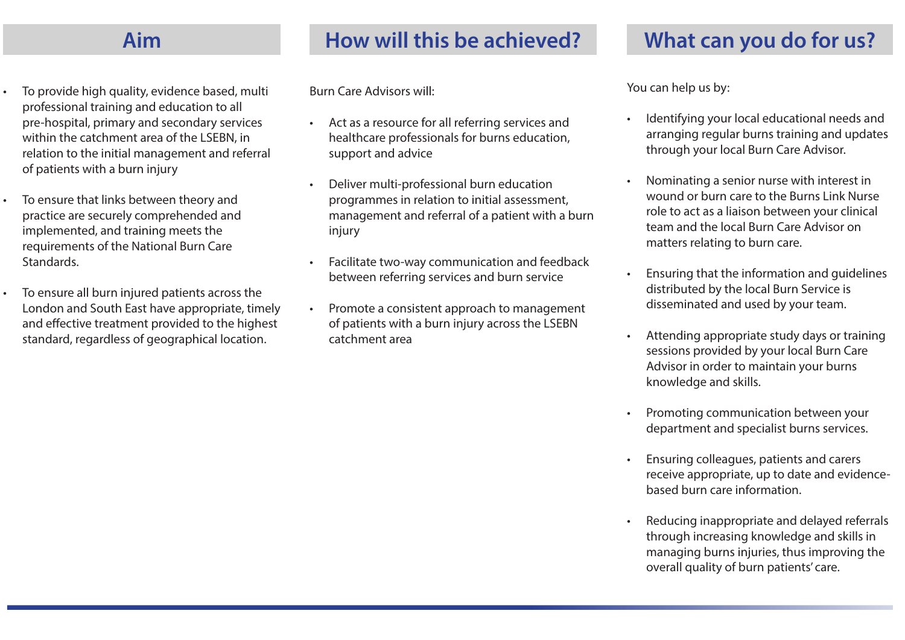## Aim

- To provide high quality, evidence based, multi professional training and education to all pre-hospital, primary and secondary services within the catchment area of the LSEBN, in relation to the initial management and referral of patients with a burn injury
- To ensure that links between theory and practice are securely comprehended and implemented, and training meets the requirements of the National Burn Care Standards.
- To ensure all burn injured patients across the London and South East have appropriate, timely and effective treatment provided to the highest standard, regardless of geographical location.

## How will this be achieved?

Burn Care Advisors will:

- Act as a resource for all referring services and healthcare professionals for burns education, support and advice
- Deliver multi-professional burn education programmes in relation to initial assessment, management and referral of a patient with a burn injury
- Facilitate two-way communication and feedback between referring services and burn service
- Promote a consistent approach to management of patients with a burn injury across the LSEBN catchment area

## What can you do for us?

You can help us by:

- Identifying your local educational needs and arranging regular burns training and updates through your local Burn Care Advisor.
- Nominating a senior nurse with interest in wound or burn care to the Burns Link Nurse role to act as a liaison between your clinical team and the local Burn Care Advisor on matters relating to burn care.
- Ensuring that the information and guidelines distributed by the local Burn Service is disseminated and used by your team.
- Attending appropriate study days or training sessions provided by your local Burn Care Advisor in order to maintain your burns knowledge and skills.
- Promoting communication between your department and specialist burns services.
- Ensuring colleagues, patients and carers receive appropriate, up to date and evidence-based burn care information.
- Reducing inappropriate and delayed referrals through increasing knowledge and skills in managing burns injuries, thus improving the overall quality of burn patients' care.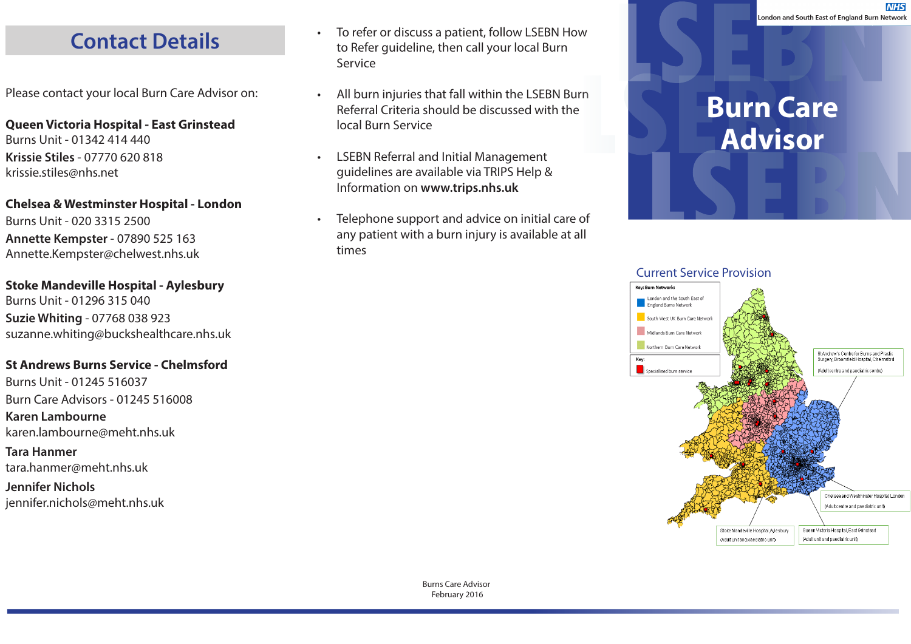## Contact Details

Please contact your local Burn Care Advisor on:

**Queen Victoria Hospital - East Grinstead**
Burns Unit - 01342 414 440
**Krissie Stiles** - 07770 620 818
krissie.stiles@nhs.net

**Chelsea & Westminster Hospital - London**
Burns Unit - 020 3315 2500
**Annette Kempster** - 07890 525 163
Annette.Kempster@chelwest.nhs.uk

**Stoke Mandeville Hospital - Aylesbury**
Burns Unit - 01296 315 040
**Suzie Whiting** - 07768 038 923
suzanne.whiting@buckshealthcare.nhs.uk

**St Andrews Burns Service - Chelmsford**
Burns Unit - 01245 516037
Burn Care Advisors - 01245 516008
**Karen Lambourne**
karen.lambourne@meht.nhs.uk
**Tara Hanmer**
tara.hanmer@meht.nhs.uk
**Jennifer Nichols**
jennifer.nichols@meht.nhs.uk

- To refer or discuss a patient, follow LSEBN How to Refer guideline, then call your local Burn Service
- All burn injuries that fall within the LSEBN Burn Referral Criteria should be discussed with the local Burn Service
- LSEBN Referral and Initial Management guidelines are available via TRIPS Help & Information on **www.trips.nhs.uk**
- Telephone support and advice on initial care of any patient with a burn injury is available at all times

NHS
London and South East of England Burn Network

# Burn Care Advisor

### Current Service Provision

Key: Burn Networks
London and the South East of England Burns Network
South West UK Burn Care Network
Midlands Burn Care Network
Northern Burn Care Network

Key:
Specialised burn service

St Andrew's Centre for Burns and Plastic Surgery, Broomfield Hospital, Chelmsford
(Adult centre and paediatric centre)

Chelsea and Westminster Hospital, London
(Adult centre and paediatric unit)

Stoke Mandeville Hospital, Aylesbury
(Adult unit and paediatric unit)

Queen Victoria Hospital, East Grinstead
(Adult unit and paediatric unit)

Burns Care Advisor
February 2016